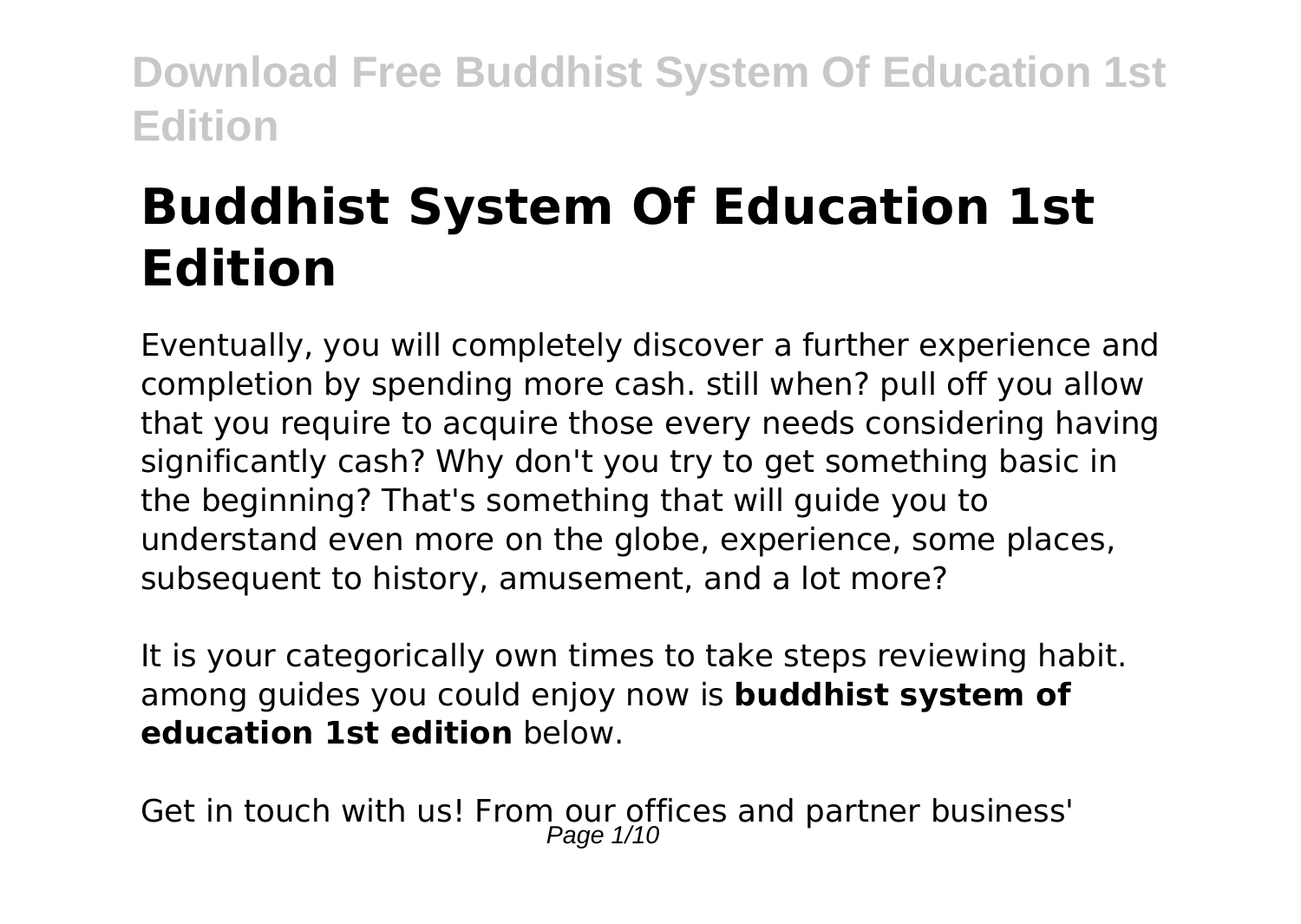# Buddhist System Of Education 1st Edition

Eventually, you will completely discover a further experience and completion by spending more cash. still when? pull off you allow that you require to acquire those every needs considering having significantly cash? Why don't you try to get something basic in the beginning? That's something that will guide you to understand even more on the globe, experience, some places, subsequent to history, amusement, and a lot more?

It is your categorically own times to take steps reviewing habit. among guides you could enjoy now is **buddhist system of education 1st edition** below.

Get in touch with us! From our offices and partner business'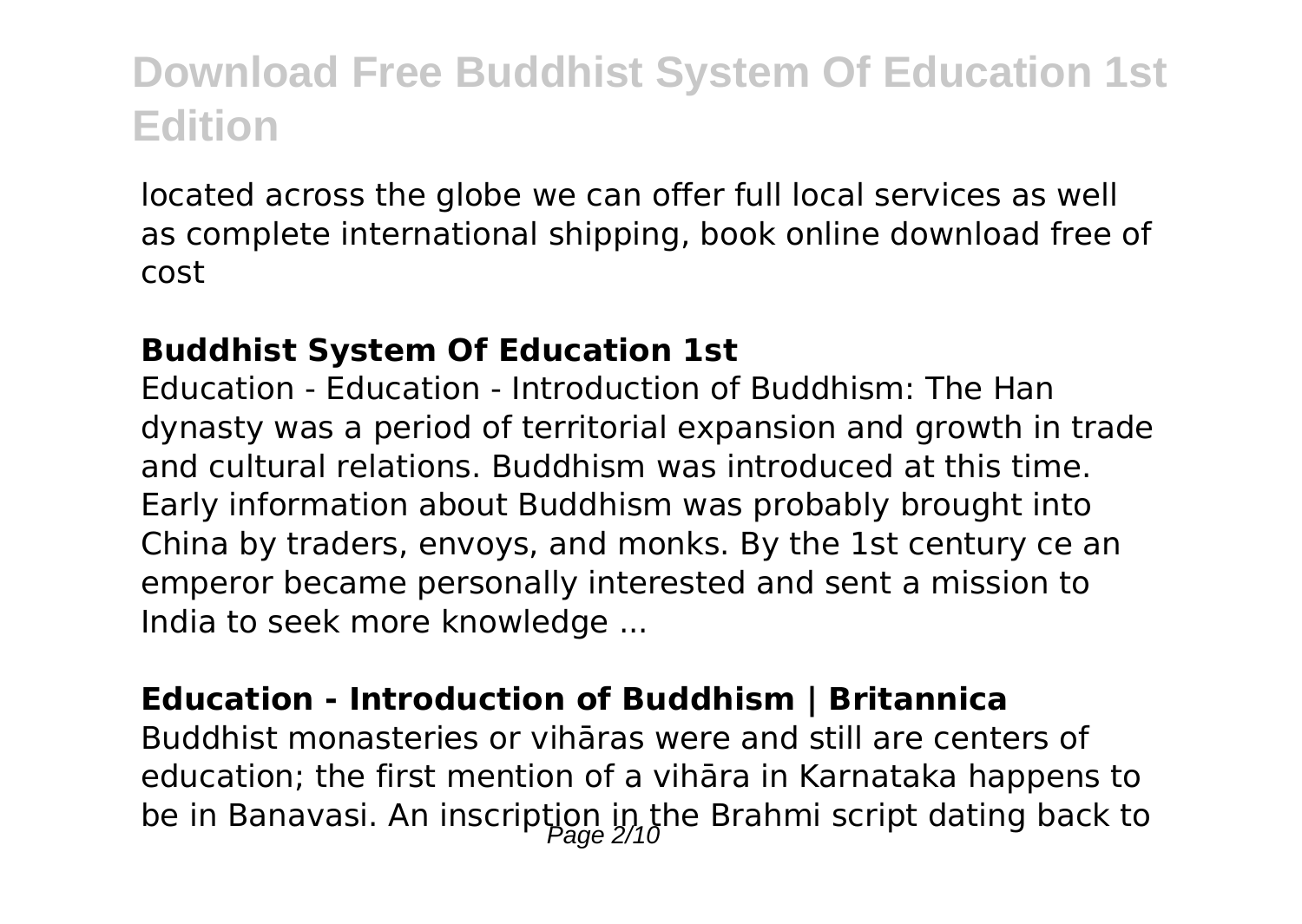located across the globe we can offer full local services as well as complete international shipping, book online download free of cost

### **Buddhist System Of Education 1st**

Education - Education - Introduction of Buddhism: The Han dynasty was a period of territorial expansion and growth in trade and cultural relations. Buddhism was introduced at this time. Early information about Buddhism was probably brought into China by traders, envoys, and monks. By the 1st century ce an emperor became personally interested and sent a mission to India to seek more knowledge ...

### **Education - Introduction of Buddhism | Britannica**

Buddhist monasteries or vihāras were and still are centers of education; the first mention of a vihāra in Karnataka happens to be in Banavasi. An inscription in the Brahmi script dating back to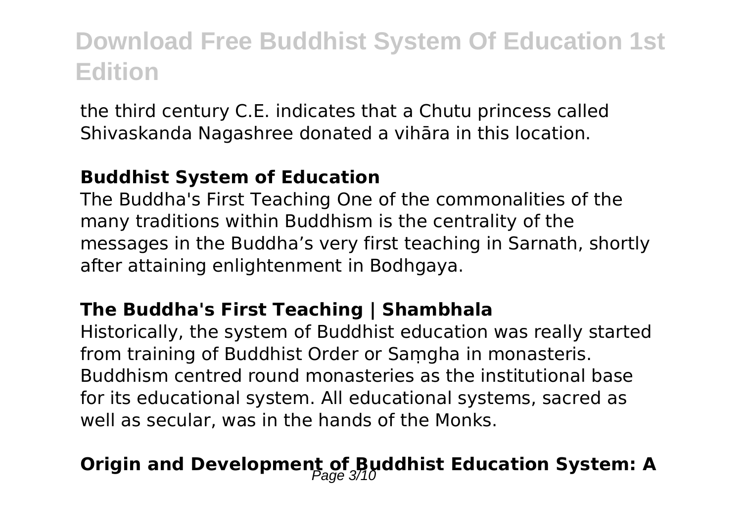the third century C.E. indicates that a Chutu princess called Shivaskanda Nagashree donated a vihāra in this location.

### Buddhist System of Education

The Buddha's First Teaching One of the commonalities of the many traditions within Buddhism is the centrality of the messages in the Buddha's very first teaching in Sarnath, shortly after attaining enlightenment in Bodhgaya.

### The Buddha's First Teaching | Shambhala

Historically, the system of Buddhist education was really started from training of Buddhist Order or Saṃgha in monasteris. Buddhism centred round monasteries as the institutional base for its educational system. All educational systems, sacred as well as secular, was in the hands of the Monks.

## Origin and Development of Buddhist Education System: A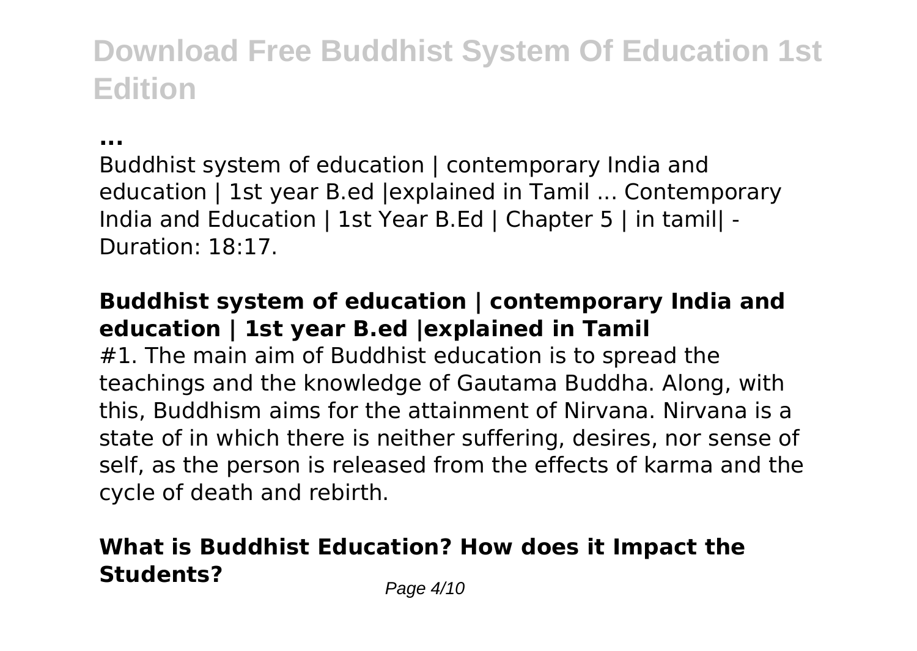**...**

Buddhist system of education | contemporary India and education | 1st year B.ed |explained in Tamil ... Contemporary India and Education | 1st Year B.Ed | Chapter 5 | in tamil| - Duration: 18:17.

## Buddhist system of education | contemporary India and education | 1st year B.ed |explained in Tamil

#1. The main aim of Buddhist education is to spread the teachings and the knowledge of Gautama Buddha. Along, with this, Buddhism aims for the attainment of Nirvana. Nirvana is a state of in which there is neither suffering, desires, nor sense of self, as the person is released from the effects of karma and the cycle of death and rebirth.

## What is Buddhist Education? How does it Impact the Students?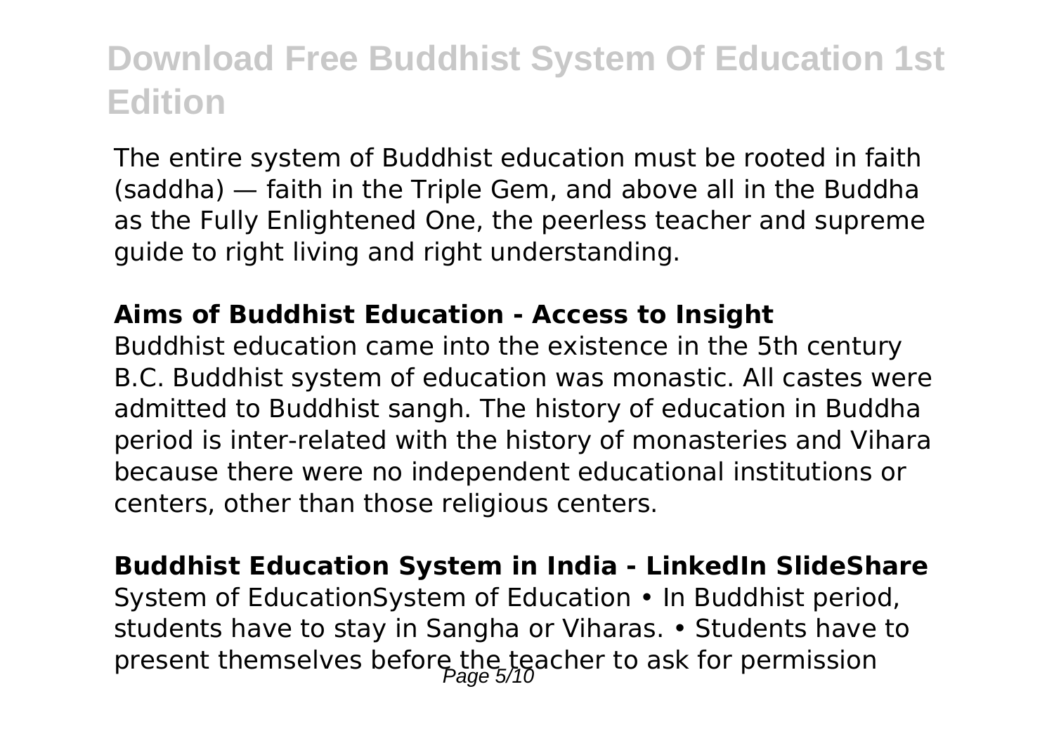The entire system of Buddhist education must be rooted in faith (saddha) — faith in the Triple Gem, and above all in the Buddha as the Fully Enlightened One, the peerless teacher and supreme guide to right living and right understanding.

**Aims of Buddhist Education - Access to Insight**

Buddhist education came into the existence in the 5th century B.C. Buddhist system of education was monastic. All castes were admitted to Buddhist sangh. The history of education in Buddha period is inter-related with the history of monasteries and Vihara because there were no independent educational institutions or centers, other than those religious centers.

**Buddhist Education System in India - LinkedIn SlideShare**

System of EducationSystem of Education • In Buddhist period, students have to stay in Sangha or Viharas. • Students have to present themselves before the teacher to ask for permission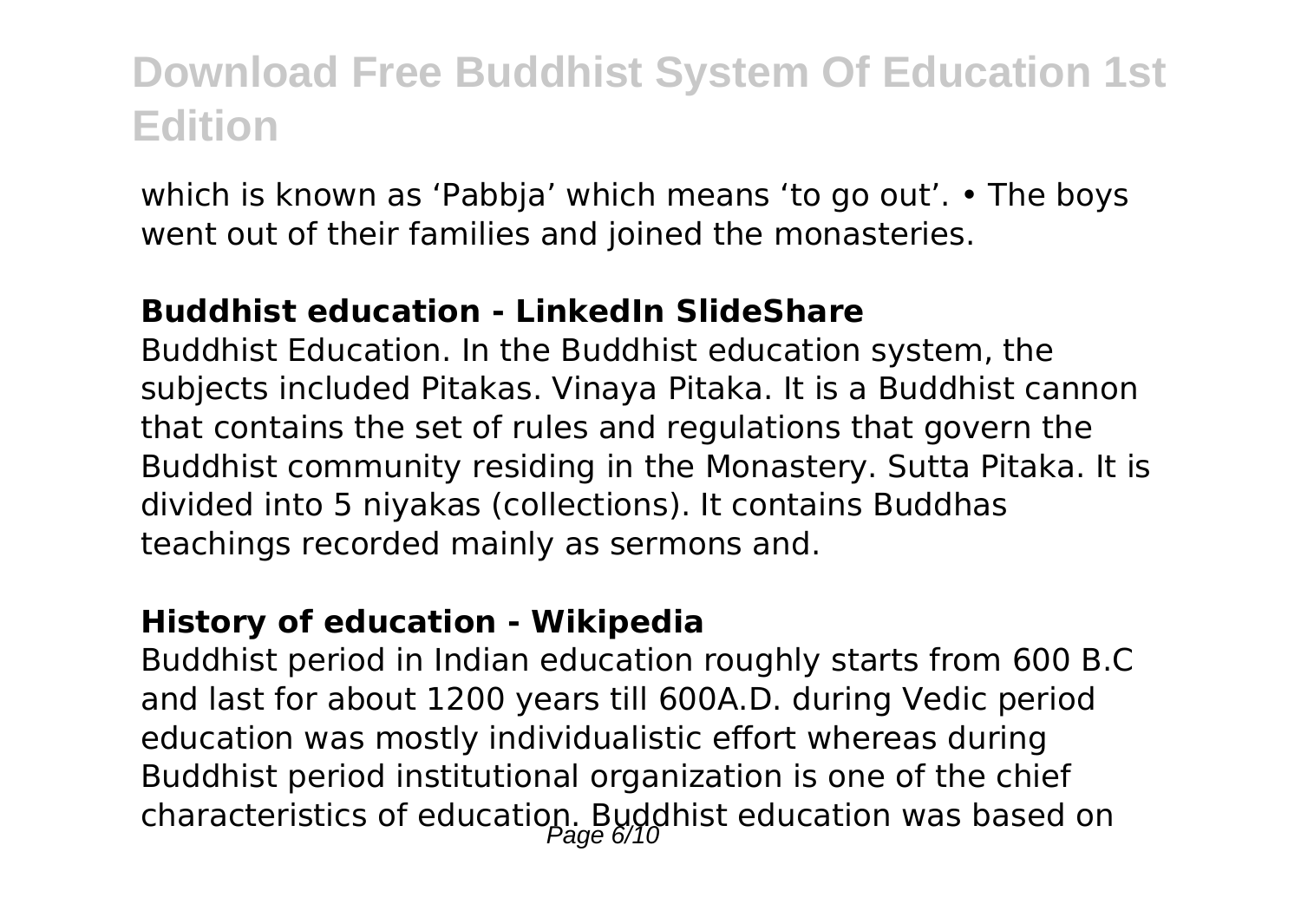which is known as ‘Pabbja’ which means ‘to go out’. • The boys went out of their families and joined the monasteries.

**Buddhist education - LinkedIn SlideShare**

Buddhist Education. In the Buddhist education system, the subjects included Pitakas. Vinaya Pitaka. It is a Buddhist cannon that contains the set of rules and regulations that govern the Buddhist community residing in the Monastery. Sutta Pitaka. It is divided into 5 niyakas (collections). It contains Buddhas teachings recorded mainly as sermons and.

**History of education - Wikipedia**

Buddhist period in Indian education roughly starts from 600 B.C and last for about 1200 years till 600A.D. during Vedic period education was mostly individualistic effort whereas during Buddhist period institutional organization is one of the chief characteristics of education. Buddhist education was based on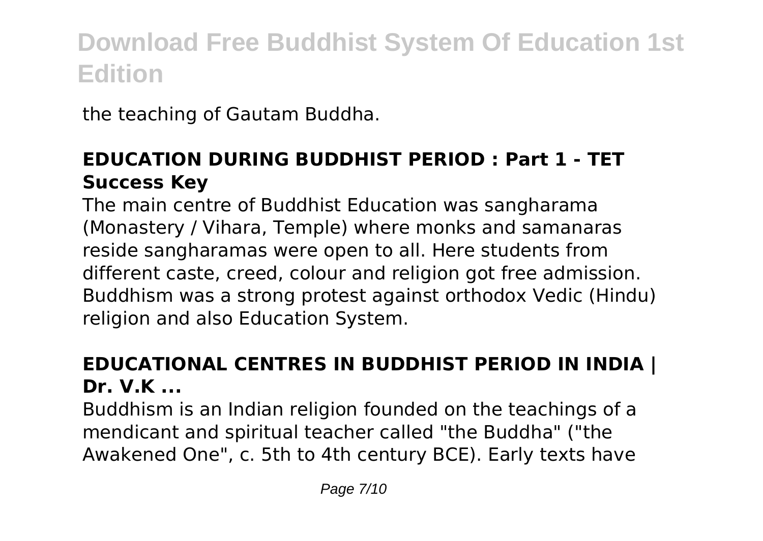the teaching of Gautam Buddha.

### **EDUCATION DURING BUDDHIST PERIOD : Part 1 - TET Success Key**

The main centre of Buddhist Education was sangharama (Monastery / Vihara, Temple) where monks and samanaras reside sangharamas were open to all. Here students from different caste, creed, colour and religion got free admission. Buddhism was a strong protest against orthodox Vedic (Hindu) religion and also Education System.

### **EDUCATIONAL CENTRES IN BUDDHIST PERIOD IN INDIA | Dr. V.K ...**

Buddhism is an Indian religion founded on the teachings of a mendicant and spiritual teacher called "the Buddha" ("the Awakened One", c. 5th to 4th century BCE). Early texts have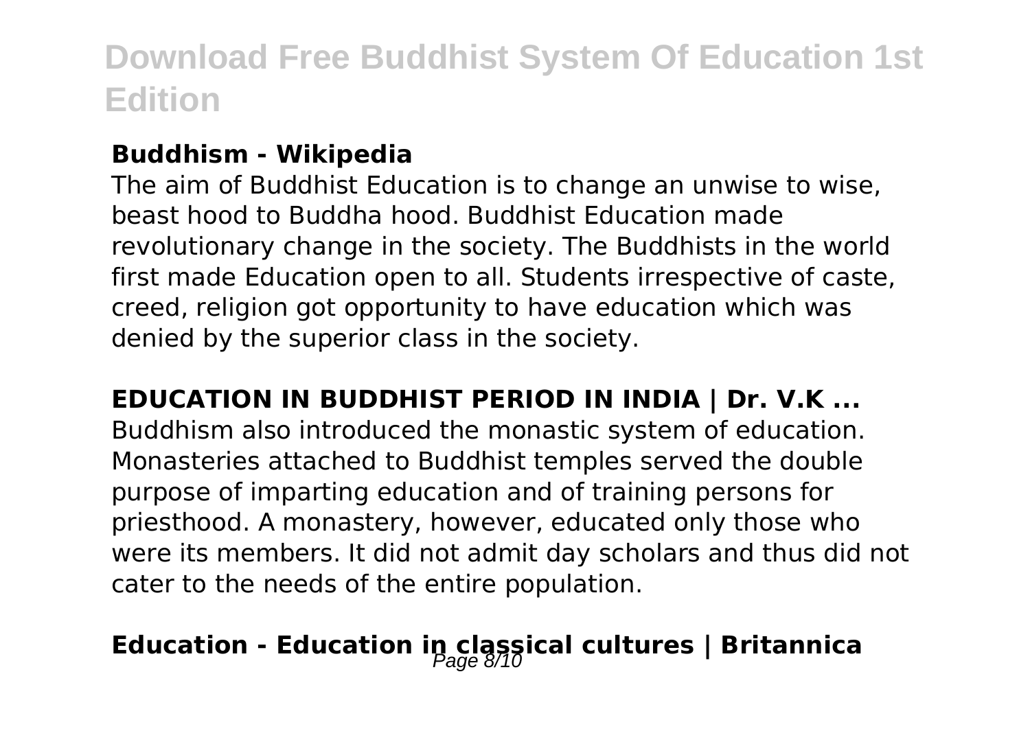**Buddhism - Wikipedia**

The aim of Buddhist Education is to change an unwise to wise, beast hood to Buddha hood. Buddhist Education made revolutionary change in the society. The Buddhists in the world first made Education open to all. Students irrespective of caste, creed, religion got opportunity to have education which was denied by the superior class in the society.

**EDUCATION IN BUDDHIST PERIOD IN INDIA | Dr. V.K ...**

Buddhism also introduced the monastic system of education. Monasteries attached to Buddhist temples served the double purpose of imparting education and of training persons for priesthood. A monastery, however, educated only those who were its members. It did not admit day scholars and thus did not cater to the needs of the entire population.

**Education - Education in classical cultures | Britannica**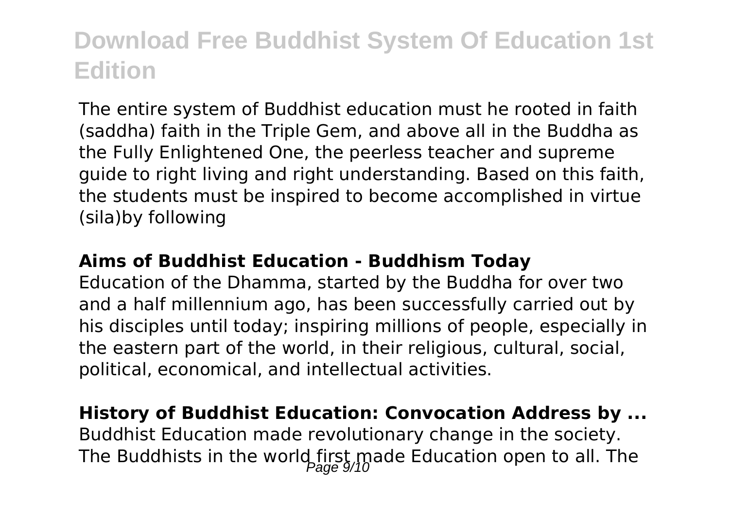The entire system of Buddhist education must he rooted in faith (saddha) faith in the Triple Gem, and above all in the Buddha as the Fully Enlightened One, the peerless teacher and supreme guide to right living and right understanding. Based on this faith, the students must be inspired to become accomplished in virtue (sila)by following

**Aims of Buddhist Education - Buddhism Today**

Education of the Dhamma, started by the Buddha for over two and a half millennium ago, has been successfully carried out by his disciples until today; inspiring millions of people, especially in the eastern part of the world, in their religious, cultural, social, political, economical, and intellectual activities.

**History of Buddhist Education: Convocation Address by ...**

Buddhist Education made revolutionary change in the society. The Buddhists in the world first made Education open to all. The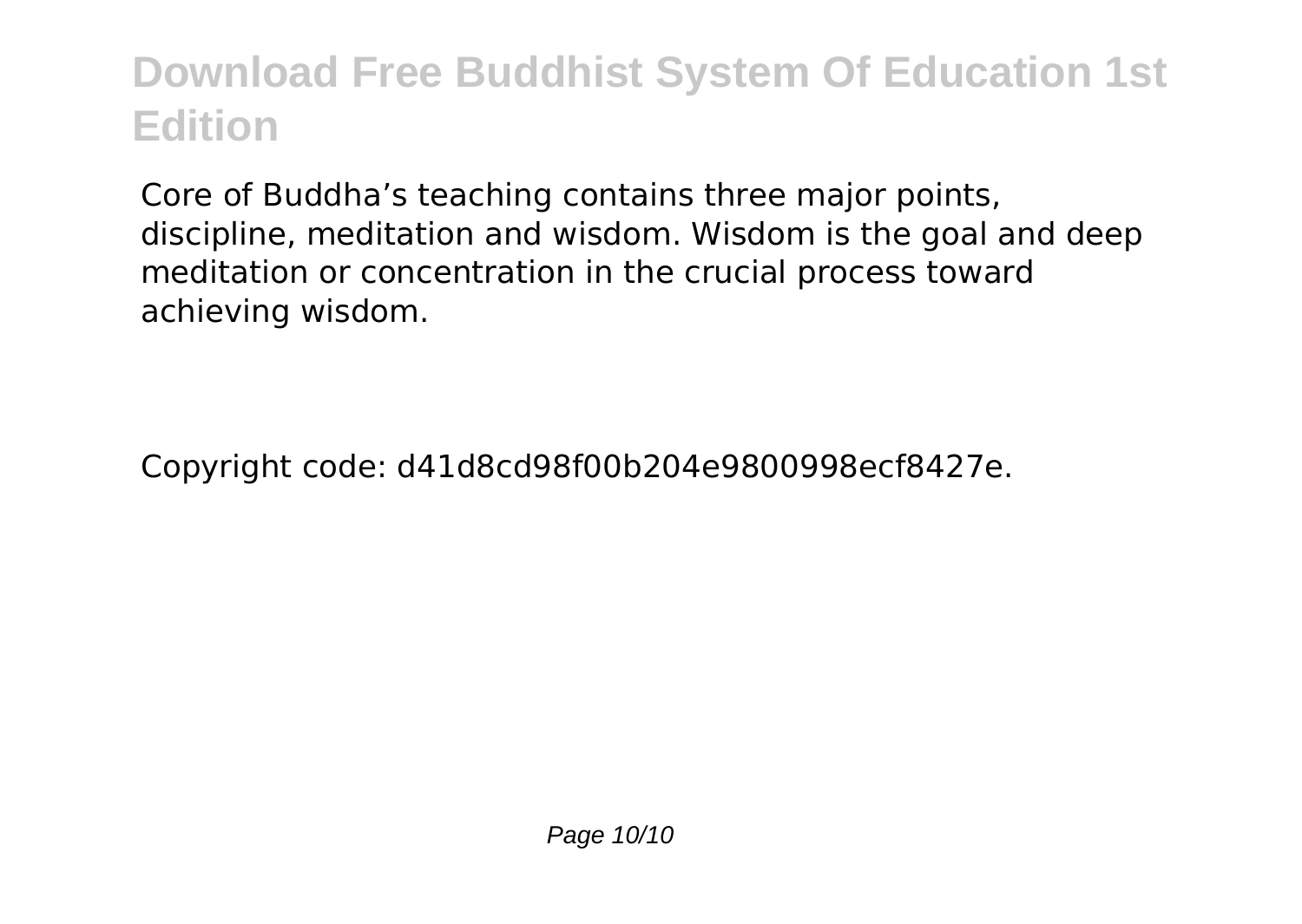Core of Buddha’s teaching contains three major points, discipline, meditation and wisdom. Wisdom is the goal and deep meditation or concentration in the crucial process toward achieving wisdom.

Copyright code: d41d8cd98f00b204e9800998ecf8427e.